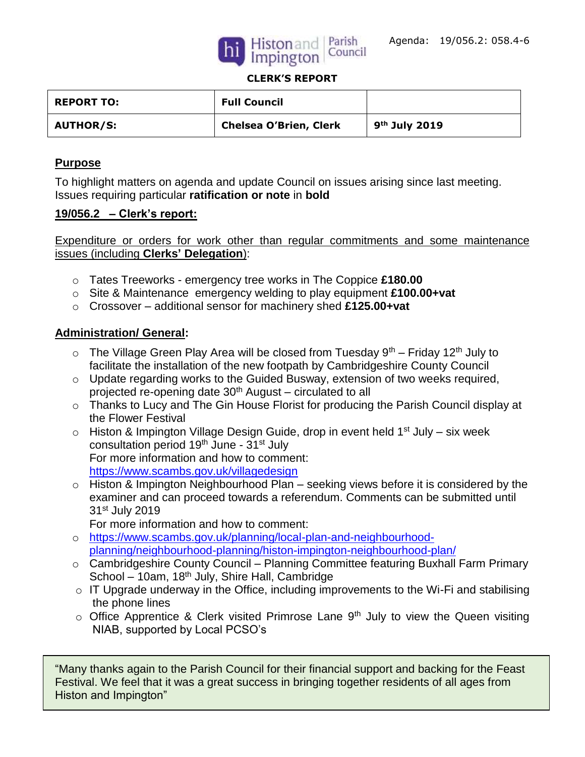Histon and Impington Parish Council

Agenda: 19/056.2: 058.4-6

**CLERK'S REPORT**

| **REPORT TO:** | **Full Council** | |
|---|---|---|
| **AUTHOR/S:** | **Chelsea O'Brien, Clerk** | **9th July 2019** |

## Purpose

To highlight matters on agenda and update Council on issues arising since last meeting. Issues requiring particular **ratification or note** in **bold**

## 19/056.2 – Clerk's report:

Expenditure or orders for work other than regular commitments and some maintenance issues (including **Clerks' Delegation**):

- Tates Treeworks - emergency tree works in The Coppice **£180.00**
- Site & Maintenance emergency welding to play equipment **£100.00+vat**
- Crossover – additional sensor for machinery shed **£125.00+vat**

## Administration/ General:

- The Village Green Play Area will be closed from Tuesday 9th – Friday 12th July to facilitate the installation of the new footpath by Cambridgeshire County Council
- Update regarding works to the Guided Busway, extension of two weeks required, projected re-opening date 30th August – circulated to all
- Thanks to Lucy and The Gin House Florist for producing the Parish Council display at the Flower Festival
- Histon & Impington Village Design Guide, drop in event held 1st July – six week consultation period 19th June - 31st July
  For more information and how to comment:
  https://www.scambs.gov.uk/villagedesign
- Histon & Impington Neighbourhood Plan – seeking views before it is considered by the examiner and can proceed towards a referendum. Comments can be submitted until 31st July 2019
  For more information and how to comment:
- https://www.scambs.gov.uk/planning/local-plan-and-neighbourhood-planning/neighbourhood-planning/histon-impington-neighbourhood-plan/
- Cambridgeshire County Council – Planning Committee featuring Buxhall Farm Primary School – 10am, 18th July, Shire Hall, Cambridge
- IT Upgrade underway in the Office, including improvements to the Wi-Fi and stabilising the phone lines
- Office Apprentice & Clerk visited Primrose Lane 9th July to view the Queen visiting NIAB, supported by Local PCSO's

"Many thanks again to the Parish Council for their financial support and backing for the Feast Festival. We feel that it was a great success in bringing together residents of all ages from Histon and Impington"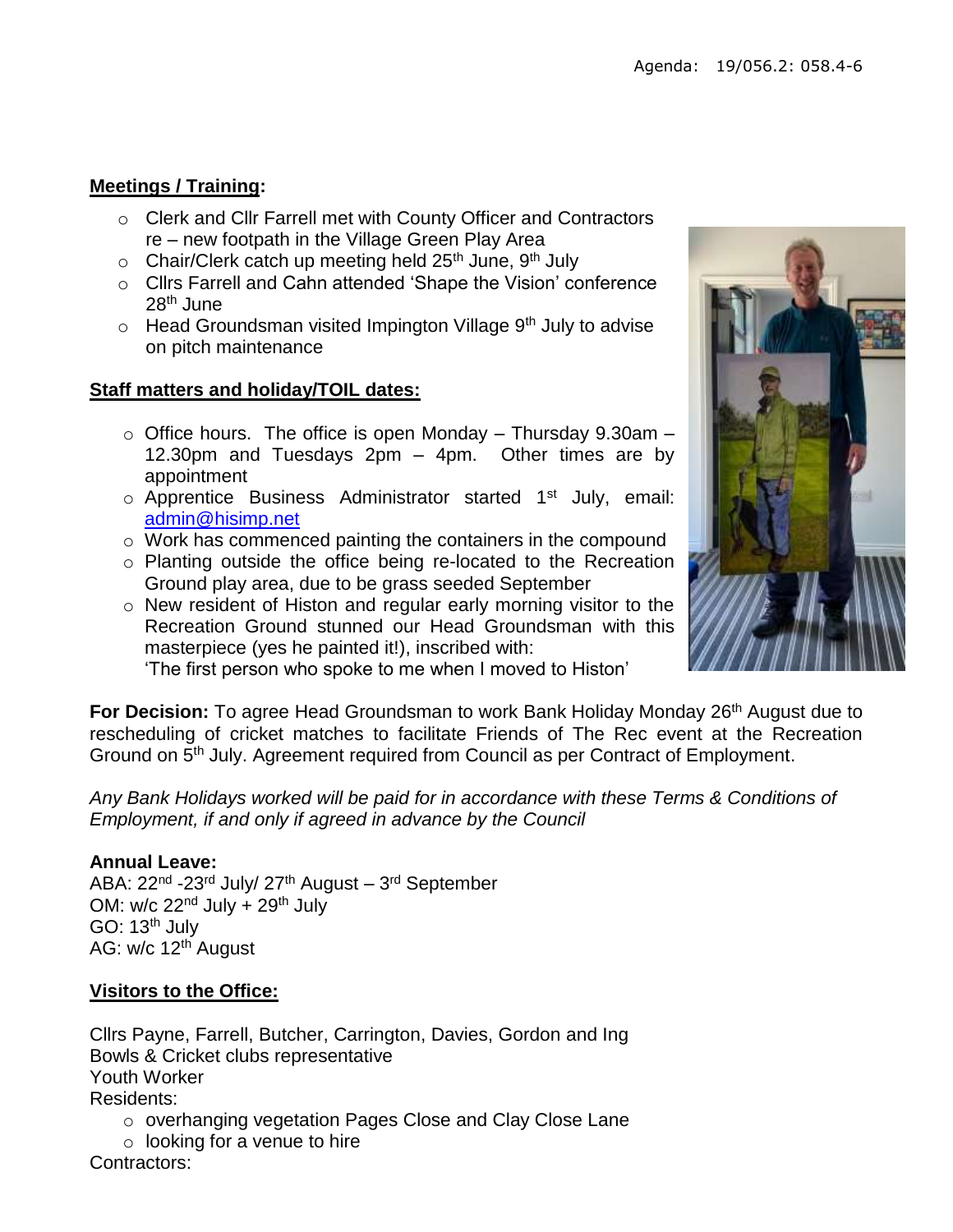Agenda: 19/056.2: 058.4-6

**Meetings / Training:**

- Clerk and Cllr Farrell met with County Officer and Contractors re – new footpath in the Village Green Play Area
- Chair/Clerk catch up meeting held 25th June, 9th July
- Cllrs Farrell and Cahn attended 'Shape the Vision' conference 28th June
- Head Groundsman visited Impington Village 9th July to advise on pitch maintenance

**Staff matters and holiday/TOIL dates:**

- Office hours. The office is open Monday – Thursday 9.30am – 12.30pm and Tuesdays 2pm – 4pm. Other times are by appointment
- Apprentice Business Administrator started 1st July, email: admin@hisimp.net
- Work has commenced painting the containers in the compound
- Planting outside the office being re-located to the Recreation Ground play area, due to be grass seeded September
- New resident of Histon and regular early morning visitor to the Recreation Ground stunned our Head Groundsman with this masterpiece (yes he painted it!), inscribed with: 'The first person who spoke to me when I moved to Histon'

**For Decision:** To agree Head Groundsman to work Bank Holiday Monday 26th August due to rescheduling of cricket matches to facilitate Friends of The Rec event at the Recreation Ground on 5th July. Agreement required from Council as per Contract of Employment.

*Any Bank Holidays worked will be paid for in accordance with these Terms & Conditions of Employment, if and only if agreed in advance by the Council*

**Annual Leave:**
ABA: 22nd -23rd July/ 27th August – 3rd September
OM: w/c 22nd July + 29th July
GO: 13th July
AG: w/c 12th August

**Visitors to the Office:**

Cllrs Payne, Farrell, Butcher, Carrington, Davies, Gordon and Ing
Bowls & Cricket clubs representative
Youth Worker
Residents:

- overhanging vegetation Pages Close and Clay Close Lane
- looking for a venue to hire

Contractors: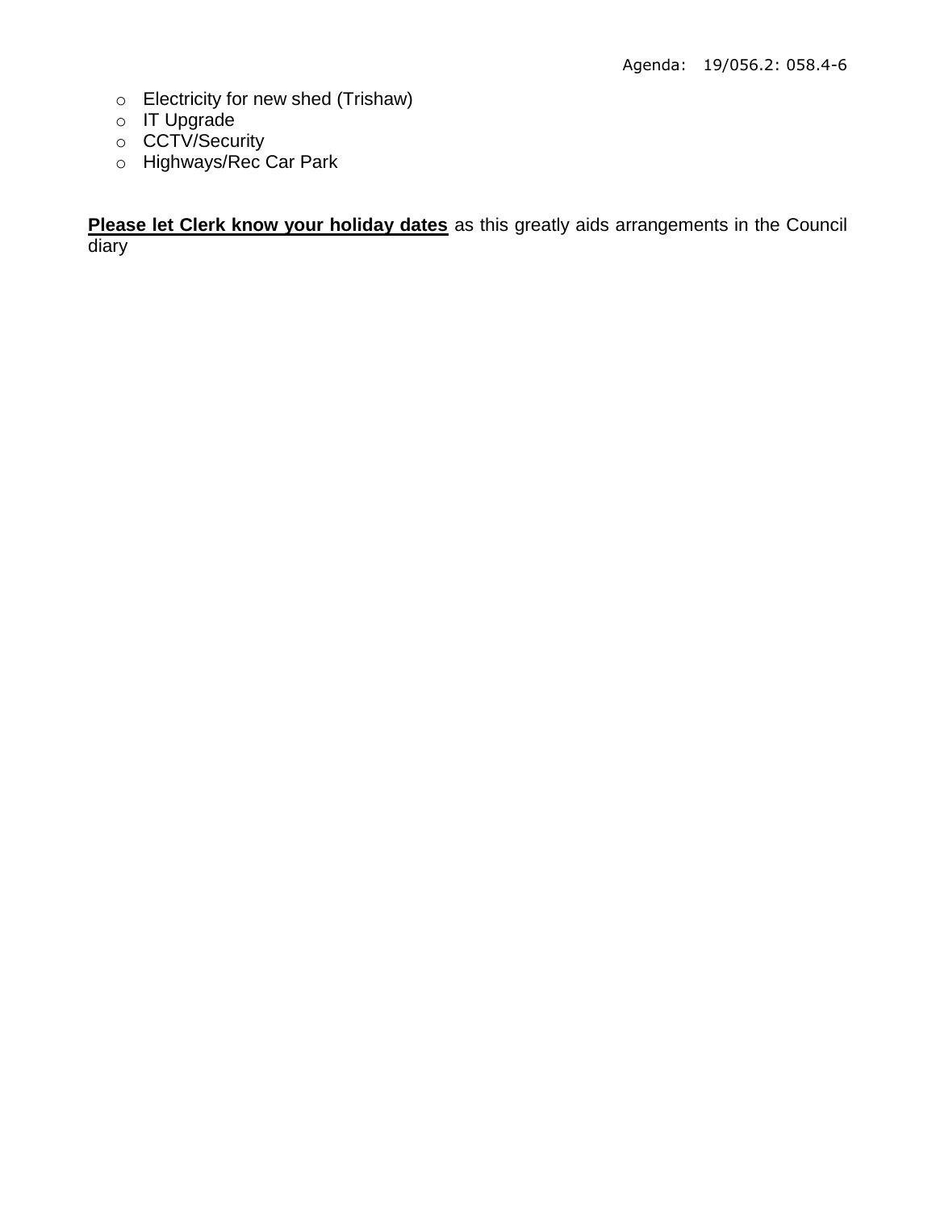- Electricity for new shed (Trishaw)
- IT Upgrade
- CCTV/Security
- Highways/Rec Car Park

**<u>Please let Clerk know your holiday dates</u>** as this greatly aids arrangements in the Council diary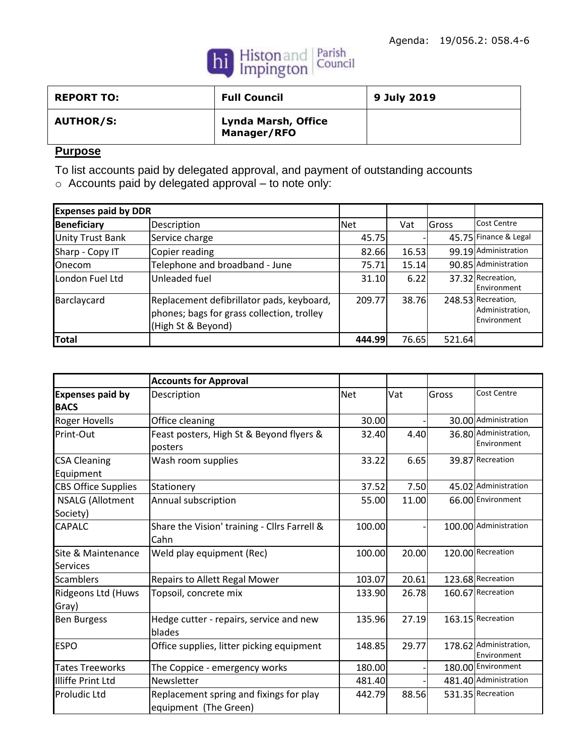Agenda: 19/056.2: 058.4-6

Histon and Impington Parish Council

| REPORT TO: | Full Council | 9 July 2019 |
|---|---|---|
| AUTHOR/S: | Lynda Marsh, Office Manager/RFO | |

## Purpose

To list accounts paid by delegated approval, and payment of outstanding accounts

- Accounts paid by delegated approval – to note only:

| Expenses paid by DDR | | | | | |
|---|---|---|---|---|---|
| **Beneficiary** | Description | Net | Vat | Gross | Cost Centre |
| Unity Trust Bank | Service charge | 45.75 | - | 45.75 | Finance & Legal |
| Sharp - Copy IT | Copier reading | 82.66 | 16.53 | 99.19 | Administration |
| Onecom | Telephone and broadband - June | 75.71 | 15.14 | 90.85 | Administration |
| London Fuel Ltd | Unleaded fuel | 31.10 | 6.22 | 37.32 | Recreation, Environment |
| Barclaycard | Replacement defibrillator pads, keyboard, phones; bags for grass collection, trolley (High St & Beyond) | 209.77 | 38.76 | 248.53 | Recreation, Administration, Environment |
| **Total** | | **444.99** | 76.65 | 521.64 | |

| | Accounts for Approval | | | | |
|---|---|---|---|---|---|
| **Expenses paid by BACS** | Description | Net | Vat | Gross | Cost Centre |
| Roger Hovells | Office cleaning | 30.00 | - | 30.00 | Administration |
| Print-Out | Feast posters, High St & Beyond flyers & posters | 32.40 | 4.40 | 36.80 | Administration, Environment |
| CSA Cleaning Equipment | Wash room supplies | 33.22 | 6.65 | 39.87 | Recreation |
| CBS Office Supplies | Stationery | 37.52 | 7.50 | 45.02 | Administration |
| NSALG (Allotment Society) | Annual subscription | 55.00 | 11.00 | 66.00 | Environment |
| CAPALC | Share the Vision' training - Cllrs Farrell & Cahn | 100.00 | - | 100.00 | Administration |
| Site & Maintenance Services | Weld play equipment (Rec) | 100.00 | 20.00 | 120.00 | Recreation |
| Scamblers | Repairs to Allett Regal Mower | 103.07 | 20.61 | 123.68 | Recreation |
| Ridgeons Ltd (Huws Gray) | Topsoil, concrete mix | 133.90 | 26.78 | 160.67 | Recreation |
| Ben Burgess | Hedge cutter - repairs, service and new blades | 135.96 | 27.19 | 163.15 | Recreation |
| ESPO | Office supplies, litter picking equipment | 148.85 | 29.77 | 178.62 | Administration, Environment |
| Tates Treeworks | The Coppice - emergency works | 180.00 | - | 180.00 | Environment |
| Illiffe Print Ltd | Newsletter | 481.40 | - | 481.40 | Administration |
| Proludic Ltd | Replacement spring and fixings for play equipment (The Green) | 442.79 | 88.56 | 531.35 | Recreation |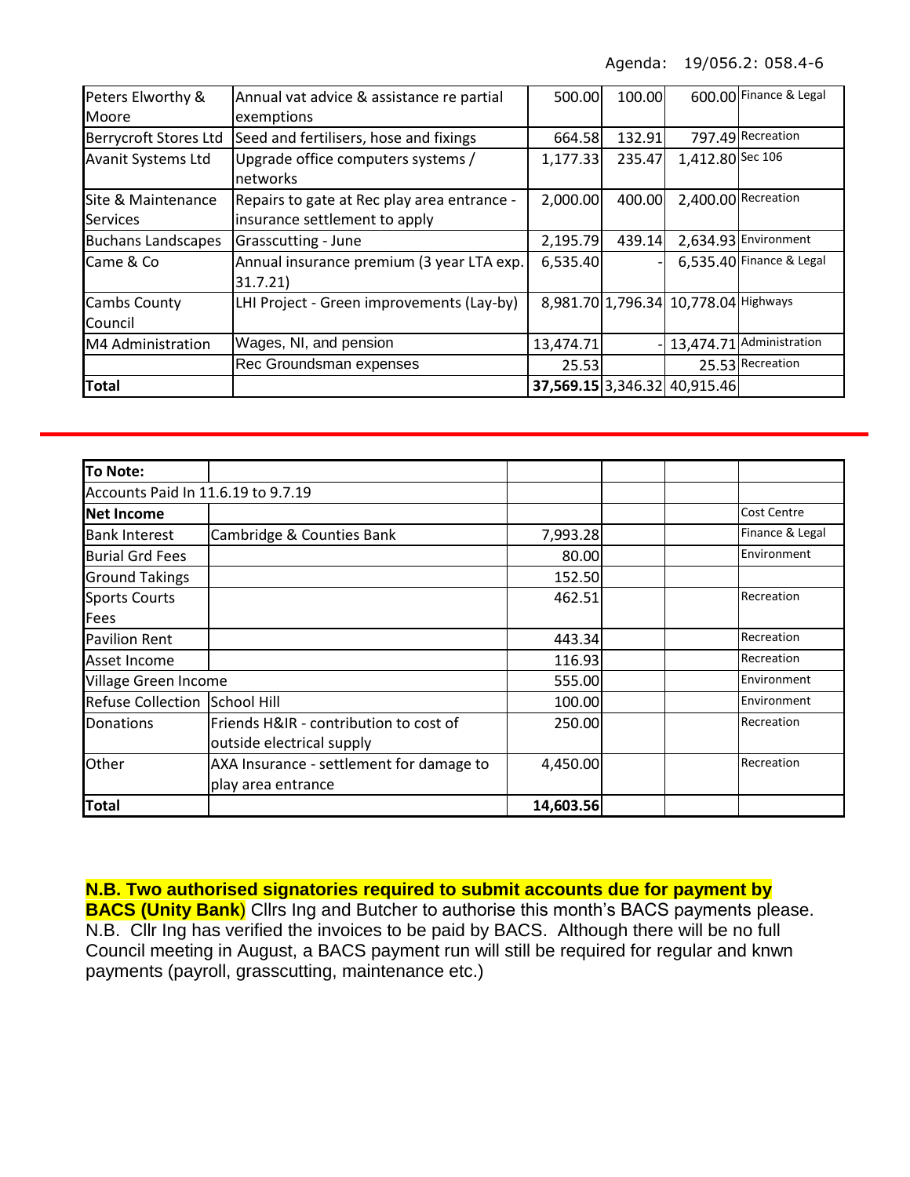Agenda: 19/056.2: 058.4-6

| | | | | | |
|---|---|---|---|---|---|
| Peters Elworthy & Moore | Annual vat advice & assistance re partial exemptions | 500.00 | 100.00 | 600.00 | Finance & Legal |
| Berrycroft Stores Ltd | Seed and fertilisers, hose and fixings | 664.58 | 132.91 | 797.49 | Recreation |
| Avanit Systems Ltd | Upgrade office computers systems / networks | 1,177.33 | 235.47 | 1,412.80 | Sec 106 |
| Site & Maintenance Services | Repairs to gate at Rec play area entrance - insurance settlement to apply | 2,000.00 | 400.00 | 2,400.00 | Recreation |
| Buchans Landscapes | Grasscutting - June | 2,195.79 | 439.14 | 2,634.93 | Environment |
| Came & Co | Annual insurance premium (3 year LTA exp. 31.7.21) | 6,535.40 | - | 6,535.40 | Finance & Legal |
| Cambs County Council | LHI Project - Green improvements (Lay-by) | 8,981.70 | 1,796.34 | 10,778.04 | Highways |
| M4 Administration | Wages, NI, and pension | 13,474.71 | - | 13,474.71 | Administration |
| | Rec Groundsman expenses | 25.53 | | 25.53 | Recreation |
| **Total** | | **37,569.15** | 3,346.32 | 40,915.46 | |

| | | | | | |
|---|---|---|---|---|---|
| **To Note:** | | | | | |
| Accounts Paid In 11.6.19 to 9.7.19 | | | | | |
| **Net Income** | | | | | Cost Centre |
| Bank Interest | Cambridge & Counties Bank | 7,993.28 | | | Finance & Legal |
| Burial Grd Fees | | 80.00 | | | Environment |
| Ground Takings | | 152.50 | | | |
| Sports Courts Fees | | 462.51 | | | Recreation |
| Pavilion Rent | | 443.34 | | | Recreation |
| Asset Income | | 116.93 | | | Recreation |
| Village Green Income | | 555.00 | | | Environment |
| Refuse Collection | School Hill | 100.00 | | | Environment |
| Donations | Friends H&IR - contribution to cost of outside electrical supply | 250.00 | | | Recreation |
| Other | AXA Insurance - settlement for damage to play area entrance | 4,450.00 | | | Recreation |
| **Total** | | **14,603.56** | | | |

**N.B. Two authorised signatories required to submit accounts due for payment by BACS (Unity Bank**) Cllrs Ing and Butcher to authorise this month's BACS payments please. N.B. Cllr Ing has verified the invoices to be paid by BACS. Although there will be no full Council meeting in August, a BACS payment run will still be required for regular and knwn payments (payroll, grasscutting, maintenance etc.)